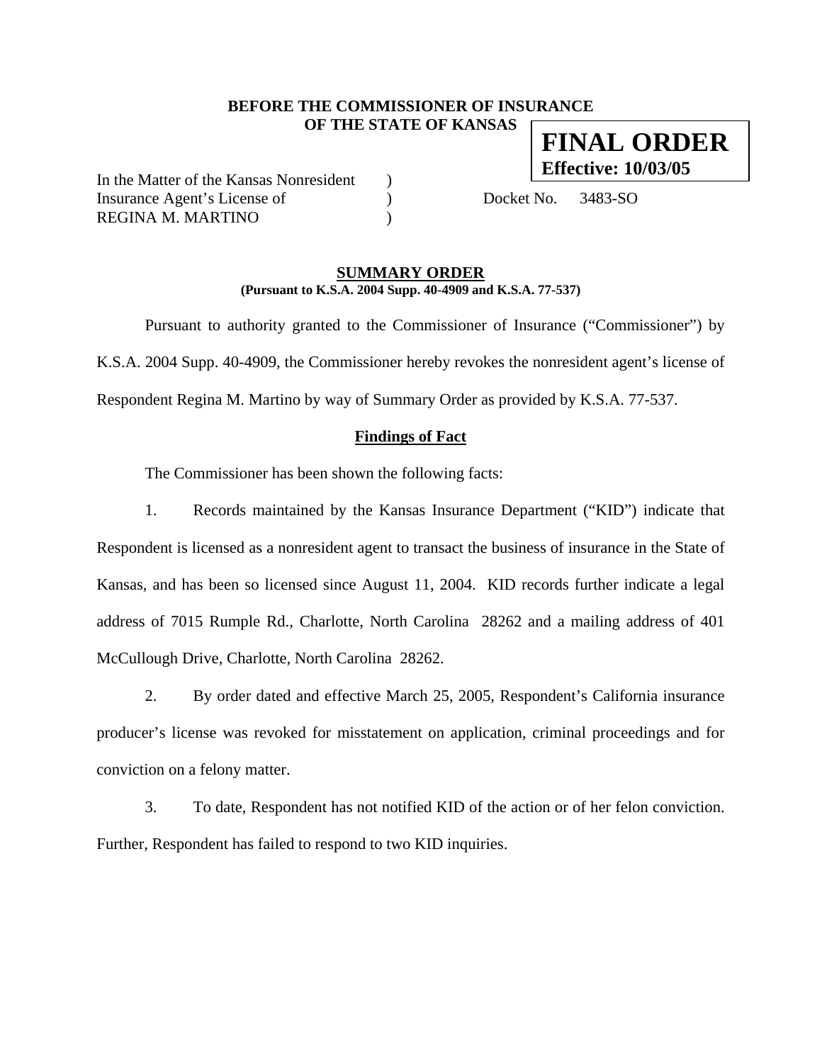**BEFORE THE COMMISSIONER OF INSURANCE**
**OF THE STATE OF KANSAS**

**FINAL ORDER**
**Effective: 10/03/05**

In the Matter of the Kansas Nonresident )
Insurance Agent's License of ) Docket No. 3483-SO
REGINA M. MARTINO )

## SUMMARY ORDER

**(Pursuant to K.S.A. 2004 Supp. 40-4909 and K.S.A. 77-537)**

Pursuant to authority granted to the Commissioner of Insurance ("Commissioner") by K.S.A. 2004 Supp. 40-4909, the Commissioner hereby revokes the nonresident agent's license of Respondent Regina M. Martino by way of Summary Order as provided by K.S.A. 77-537.

### Findings of Fact

The Commissioner has been shown the following facts:

1. Records maintained by the Kansas Insurance Department ("KID") indicate that Respondent is licensed as a nonresident agent to transact the business of insurance in the State of Kansas, and has been so licensed since August 11, 2004. KID records further indicate a legal address of 7015 Rumple Rd., Charlotte, North Carolina 28262 and a mailing address of 401 McCullough Drive, Charlotte, North Carolina 28262.

2. By order dated and effective March 25, 2005, Respondent's California insurance producer's license was revoked for misstatement on application, criminal proceedings and for conviction on a felony matter.

3. To date, Respondent has not notified KID of the action or of her felon conviction. Further, Respondent has failed to respond to two KID inquiries.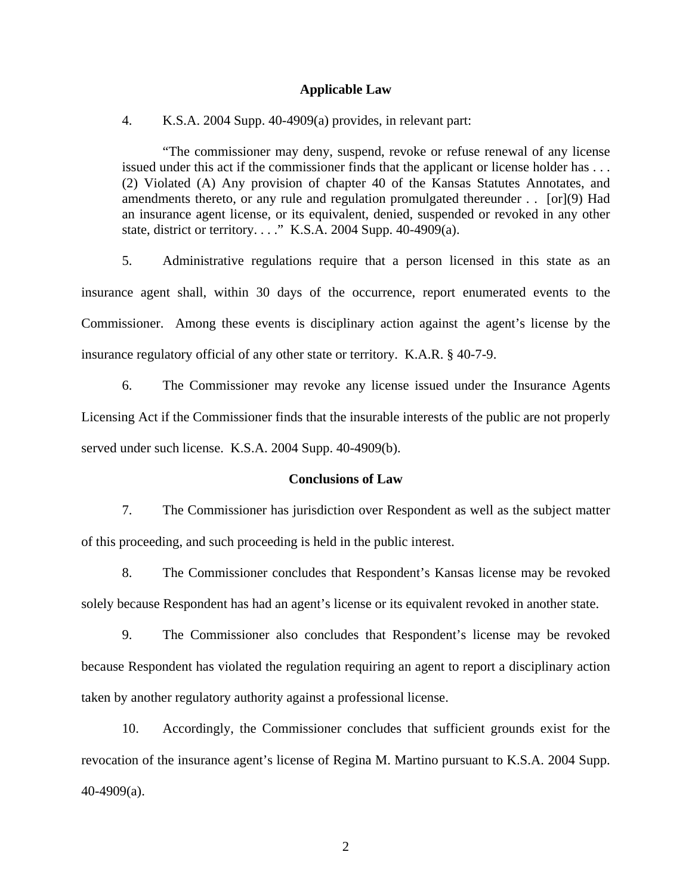## Applicable Law

4. K.S.A. 2004 Supp. 40-4909(a) provides, in relevant part:

> "The commissioner may deny, suspend, revoke or refuse renewal of any license issued under this act if the commissioner finds that the applicant or license holder has . . . (2) Violated (A) Any provision of chapter 40 of the Kansas Statutes Annotates, and amendments thereto, or any rule and regulation promulgated thereunder . . [or](9) Had an insurance agent license, or its equivalent, denied, suspended or revoked in any other state, district or territory. . . ." K.S.A. 2004 Supp. 40-4909(a).

5. Administrative regulations require that a person licensed in this state as an insurance agent shall, within 30 days of the occurrence, report enumerated events to the Commissioner. Among these events is disciplinary action against the agent's license by the insurance regulatory official of any other state or territory. K.A.R. § 40-7-9.

6. The Commissioner may revoke any license issued under the Insurance Agents Licensing Act if the Commissioner finds that the insurable interests of the public are not properly served under such license. K.S.A. 2004 Supp. 40-4909(b).

## Conclusions of Law

7. The Commissioner has jurisdiction over Respondent as well as the subject matter of this proceeding, and such proceeding is held in the public interest.

8. The Commissioner concludes that Respondent's Kansas license may be revoked solely because Respondent has had an agent's license or its equivalent revoked in another state.

9. The Commissioner also concludes that Respondent's license may be revoked because Respondent has violated the regulation requiring an agent to report a disciplinary action taken by another regulatory authority against a professional license.

10. Accordingly, the Commissioner concludes that sufficient grounds exist for the revocation of the insurance agent's license of Regina M. Martino pursuant to K.S.A. 2004 Supp. 40-4909(a).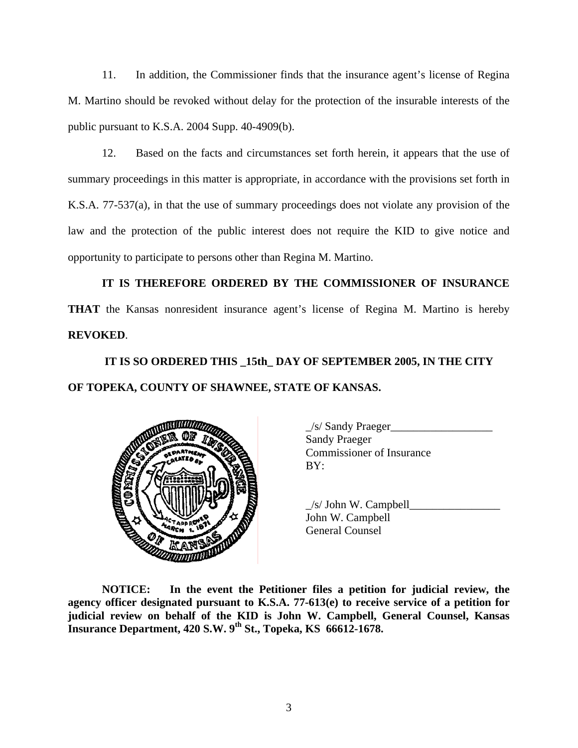11. In addition, the Commissioner finds that the insurance agent's license of Regina M. Martino should be revoked without delay for the protection of the insurable interests of the public pursuant to K.S.A. 2004 Supp. 40-4909(b).

12. Based on the facts and circumstances set forth herein, it appears that the use of summary proceedings in this matter is appropriate, in accordance with the provisions set forth in K.S.A. 77-537(a), in that the use of summary proceedings does not violate any provision of the law and the protection of the public interest does not require the KID to give notice and opportunity to participate to persons other than Regina M. Martino.

**IT IS THEREFORE ORDERED BY THE COMMISSIONER OF INSURANCE THAT** the Kansas nonresident insurance agent's license of Regina M. Martino is hereby **REVOKED**.

**IT IS SO ORDERED THIS _15th_ DAY OF SEPTEMBER 2005, IN THE CITY OF TOPEKA, COUNTY OF SHAWNEE, STATE OF KANSAS.**

_/s/ Sandy Praeger__________________
Sandy Praeger
Commissioner of Insurance
BY:

_/s/ John W. Campbell________________
John W. Campbell
General Counsel

**NOTICE: In the event the Petitioner files a petition for judicial review, the agency officer designated pursuant to K.S.A. 77-613(e) to receive service of a petition for judicial review on behalf of the KID is John W. Campbell, General Counsel, Kansas Insurance Department, 420 S.W. 9th St., Topeka, KS 66612-1678.**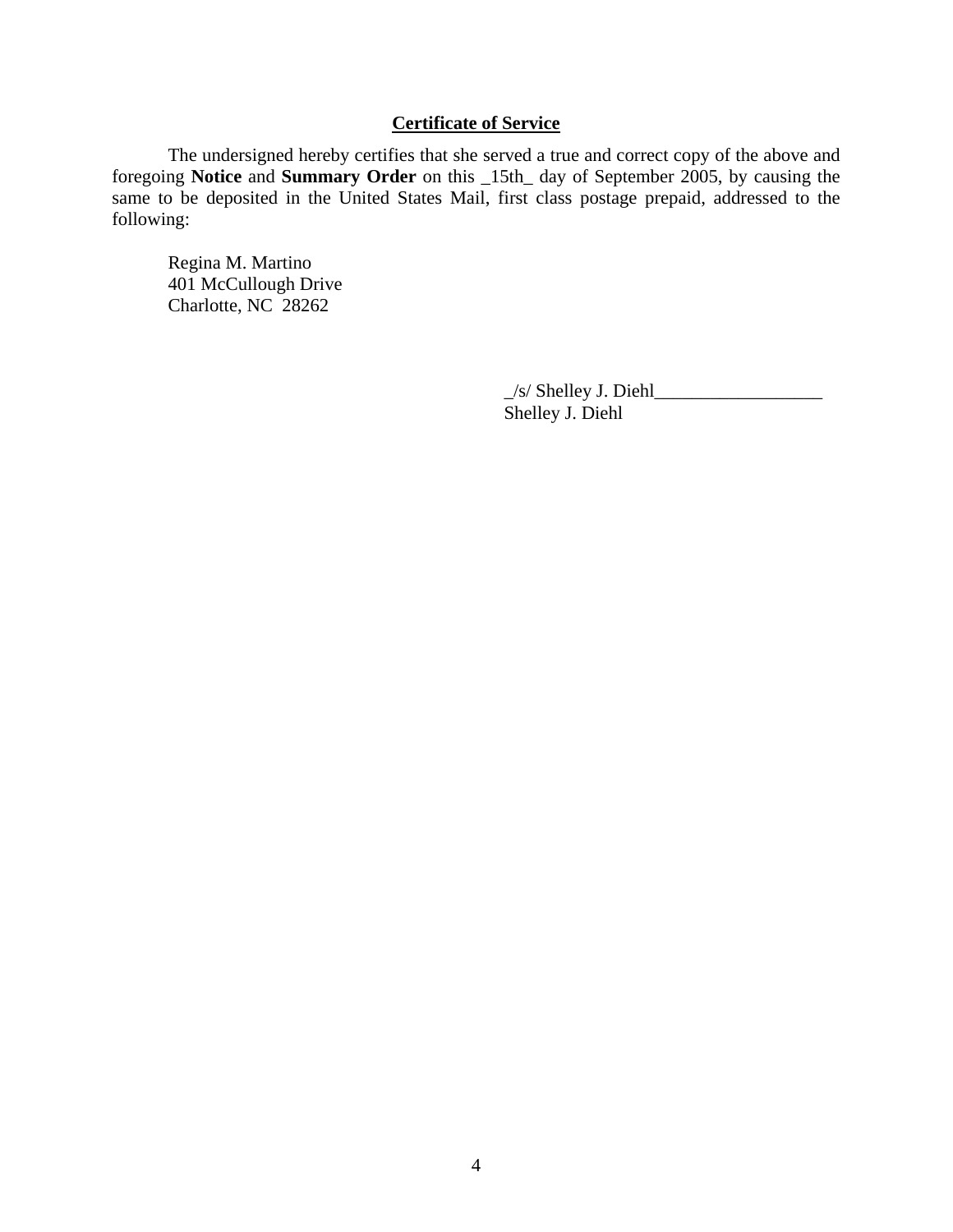**Certificate of Service**

The undersigned hereby certifies that she served a true and correct copy of the above and foregoing **Notice** and **Summary Order** on this _15th_ day of September 2005, by causing the same to be deposited in the United States Mail, first class postage prepaid, addressed to the following:

Regina M. Martino
401 McCullough Drive
Charlotte, NC 28262

_/s/ Shelley J. Diehl__________________
Shelley J. Diehl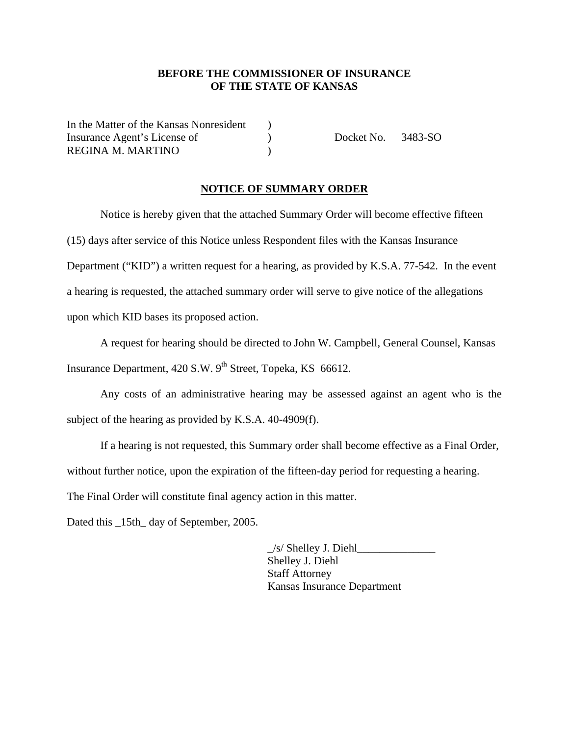**BEFORE THE COMMISSIONER OF INSURANCE**
**OF THE STATE OF KANSAS**

In the Matter of the Kansas Nonresident )
Insurance Agent's License of ) Docket No. 3483-SO
REGINA M. MARTINO )

## NOTICE OF SUMMARY ORDER

Notice is hereby given that the attached Summary Order will become effective fifteen (15) days after service of this Notice unless Respondent files with the Kansas Insurance Department ("KID") a written request for a hearing, as provided by K.S.A. 77-542. In the event a hearing is requested, the attached summary order will serve to give notice of the allegations upon which KID bases its proposed action.

A request for hearing should be directed to John W. Campbell, General Counsel, Kansas Insurance Department, 420 S.W. 9th Street, Topeka, KS 66612.

Any costs of an administrative hearing may be assessed against an agent who is the subject of the hearing as provided by K.S.A. 40-4909(f).

If a hearing is not requested, this Summary order shall become effective as a Final Order, without further notice, upon the expiration of the fifteen-day period for requesting a hearing. The Final Order will constitute final agency action in this matter.

Dated this _15th_ day of September, 2005.

_/s/ Shelley J. Diehl______________
Shelley J. Diehl
Staff Attorney
Kansas Insurance Department